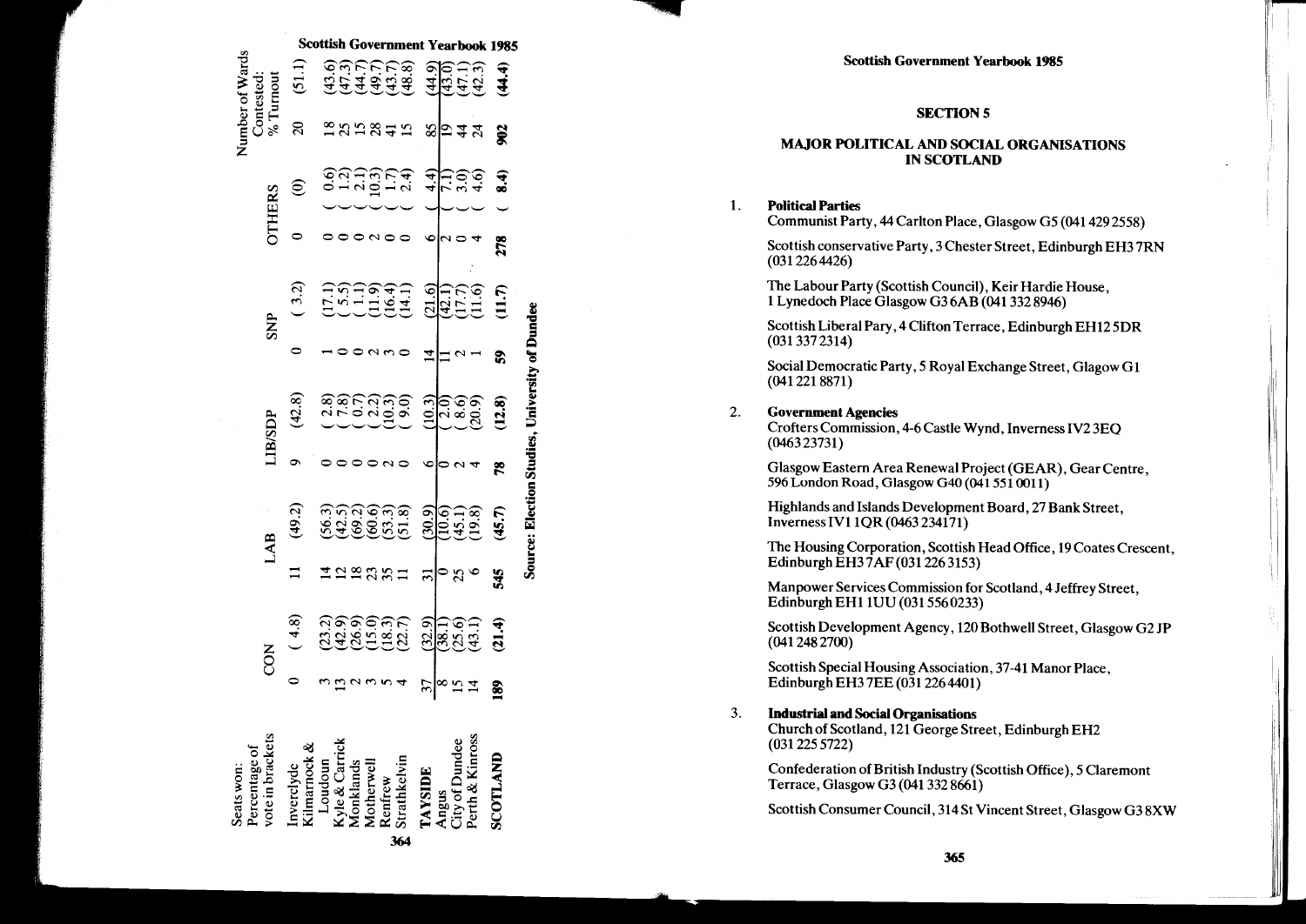| Seats won: Percentage of vote in brackets | CON | | LAB | | LIB/SDP | | SNP | | OTHERS | | Number of Wards Contested: % Turnout | |
|---|---|---|---|---|---|---|---|---|---|---|---|---|
| Inverclyde | 0 | (4.8) | 11 | (49.2) | 9 | (42.8) | 0 | (3.2) | 0 | (0) | 20 | (51.1) |
| Kilmarnock & Loudoun | 3 | (23.2) | 14 | (56.3) | 0 | (2.8) | 1 | (17.1) | 0 | (0.6) | 18 | (43.6) |
| Kyle & Carrick | 13 | (42.9) | 12 | (42.5) | 0 | (7.8) | 0 | (5.5) | 0 | (1.2) | 25 | (47.3) |
| Monklands | 2 | (26.9) | 18 | (69.2) | 0 | (0.7) | 0 | (1.1) | 0 | (2.1) | 15 | (44.7) |
| Motherwell | 3 | (15.0) | 23 | (60.6) | 0 | (2.2) | 2 | (11.9) | 2 | (10.3) | 28 | (49.7) |
| Renfrew | 5 | (18.3) | 35 | (53.3) | 2 | (10.3) | 3 | (16.4) | 0 | (1.7) | 41 | (43.7) |
| Strathkelvin | 4 | (22.7) | 11 | (51.8) | 0 | (9.0) | 0 | (14.1) | 0 | (2.4) | 15 | (48.8) |
| **TAYSIDE** | 37 | (32.9) | 31 | (30.9) | 6 | (10.3) | 14 | (21.6) | 6 | (4.4) | 85 | (44.9) |
| Angus | 8 | (38.1) | 0 | (10.6) | 0 | (2.0) | 11 | (42.1) | 2 | (7.1) | 19 | (43.0) |
| City of Dundee | 15 | (25.6) | 25 | (45.1) | 2 | (8.6) | 2 | (17.7) | 0 | (3.0) | 44 | (47.1) |
| Perth & Kinross | 14 | (43.1) | 6 | (19.8) | 4 | (20.9) | 1 | (11.6) | 4 | (4.6) | 24 | (42.3) |
| **SCOTLAND** | **189** | **(21.4)** | **545** | **(45.7)** | **78** | **(12.8)** | **59** | **(11.7)** | **278** | **(8.4)** | **902** | **(44.4)** |

**Source: Election Studies, University of Dundee**

## SECTION 5

## MAJOR POLITICAL AND SOCIAL ORGANISATIONS IN SCOTLAND

1. **Political Parties**

   Communist Party, 44 Carlton Place, Glasgow G5 (041 429 2558)

   Scottish conservative Party, 3 Chester Street, Edinburgh EH3 7RN (031 226 4426)

   The Labour Party (Scottish Council), Keir Hardie House, 1 Lynedoch Place Glasgow G3 6AB (041 332 8946)

   Scottish Liberal Pary, 4 Clifton Terrace, Edinburgh EH12 5DR (031 337 2314)

   Social Democratic Party, 5 Royal Exchange Street, Glagow G1 (041 221 8871)

2. **Government Agencies**

   Crofters Commission, 4-6 Castle Wynd, Inverness IV2 3EQ (0463 23731)

   Glasgow Eastern Area Renewal Project (GEAR), Gear Centre, 596 London Road, Glasgow G40 (041 551 0011)

   Highlands and Islands Development Board, 27 Bank Street, Inverness IV1 1QR (0463 234171)

   The Housing Corporation, Scottish Head Office, 19 Coates Crescent, Edinburgh EH3 7AF (031 226 3153)

   Manpower Services Commission for Scotland, 4 Jeffrey Street, Edinburgh EH1 1UU (031 556 0233)

   Scottish Development Agency, 120 Bothwell Street, Glasgow G2 JP (041 248 2700)

   Scottish Special Housing Association, 37-41 Manor Place, Edinburgh EH3 7EE (031 226 4401)

3. **Industrial and Social Organisations**

   Church of Scotland, 121 George Street, Edinburgh EH2 (031 225 5722)

   Confederation of British Industry (Scottish Office), 5 Claremont Terrace, Glasgow G3 (041 332 8661)

   Scottish Consumer Council, 314 St Vincent Street, Glasgow G3 8XW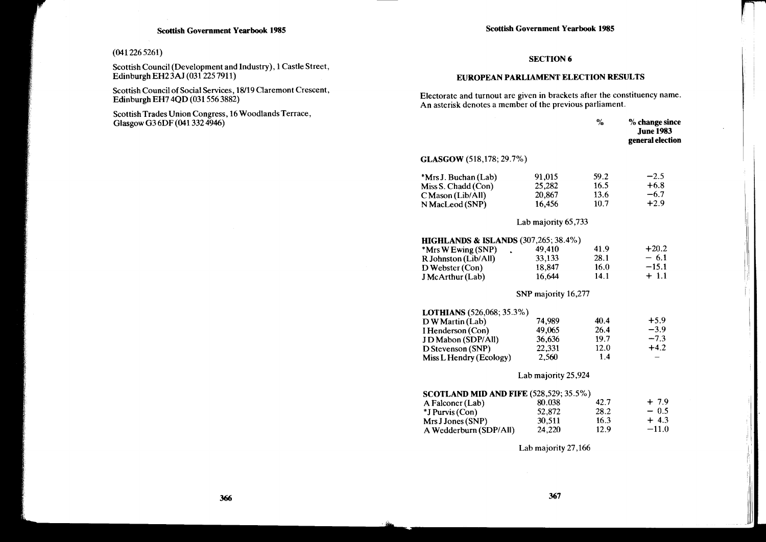(041 226 5261)

Scottish Council (Development and Industry), 1 Castle Street, Edinburgh EH2 3AJ (031 225 7911)

Scottish Council of Social Services, 18/19 Claremont Crescent, Edinburgh EH7 4QD (031 556 3882)

Scottish Trades Union Congress, 16 Woodlands Terrace, Glasgow G3 6DF (041 332 4946)

## SECTION 6

## EUROPEAN PARLIAMENT ELECTION RESULTS

Electorate and turnout are given in brackets after the constituency name. An asterisk denotes a member of the previous parliament.

| | | % | % change since June 1983 general election |
|---|---|---|---|
| **GLASGOW** (518,178; 29.7%) | | | |
| *Mrs J. Buchan (Lab) | 91,015 | 59.2 | −2.5 |
| Miss S. Chadd (Con) | 25,282 | 16.5 | +6.8 |
| C Mason (Lib/All) | 20,867 | 13.6 | −6.7 |
| N MacLeod (SNP) | 16,456 | 10.7 | +2.9 |
| | Lab majority 65,733 | | |
| **HIGHLANDS & ISLANDS** (307,265; 38.4%) | | | |
| *Mrs W Ewing (SNP) | 49,410 | 41.9 | +20.2 |
| R Johnston (Lib/All) | 33,133 | 28.1 | − 6.1 |
| D Webster (Con) | 18,847 | 16.0 | −15.1 |
| J McArthur (Lab) | 16,644 | 14.1 | + 1.1 |
| | SNP majority 16,277 | | |
| **LOTHIANS** (526,068; 35.3%) | | | |
| D W Martin (Lab) | 74,989 | 40.4 | +5.9 |
| I Henderson (Con) | 49,065 | 26.4 | −3.9 |
| J D Mabon (SDP/All) | 36,636 | 19.7 | −7.3 |
| D Stevenson (SNP) | 22,331 | 12.0 | +4.2 |
| Miss L Hendry (Ecology) | 2,560 | 1.4 | – |
| | Lab majority 25,924 | | |
| **SCOTLAND MID AND FIFE** (528,529; 35.5%) | | | |
| A Falconer (Lab) | 80.038 | 42.7 | + 7.9 |
| *J Purvis (Con) | 52,872 | 28.2 | − 0.5 |
| Mrs J Jones (SNP) | 30,511 | 16.3 | + 4.3 |
| A Wedderburn (SDP/All) | 24,220 | 12.9 | −11.0 |
| | Lab majority 27,166 | | |